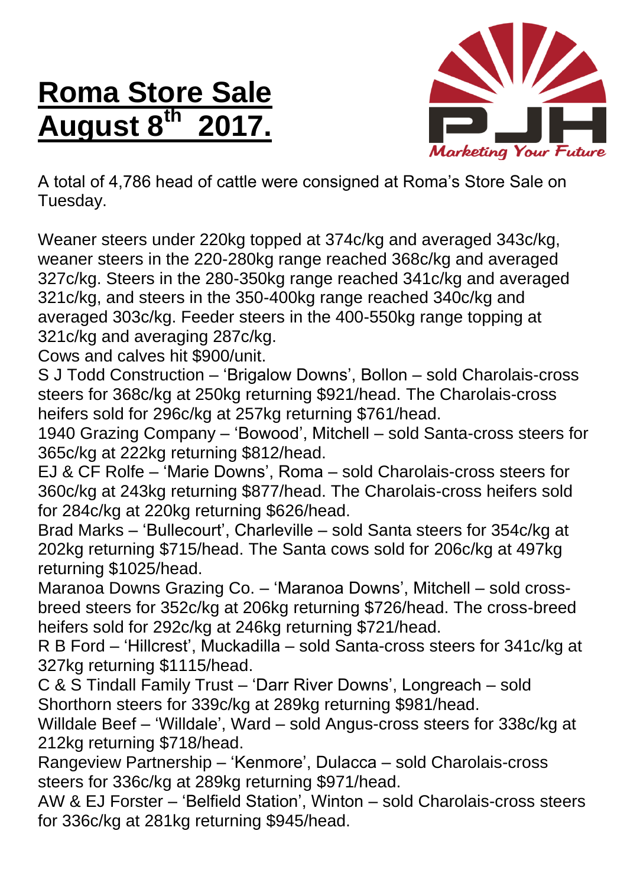# Roma Store Sale August 8th 2017.

A total of 4,786 head of cattle were consigned at Roma's Store Sale on Tuesday.

Weaner steers under 220kg topped at 374c/kg and averaged 343c/kg, weaner steers in the 220-280kg range reached 368c/kg and averaged 327c/kg. Steers in the 280-350kg range reached 341c/kg and averaged 321c/kg, and steers in the 350-400kg range reached 340c/kg and averaged 303c/kg. Feeder steers in the 400-550kg range topping at 321c/kg and averaging 287c/kg.

Cows and calves hit $900/unit.

S J Todd Construction – 'Brigalow Downs', Bollon – sold Charolais-cross steers for 368c/kg at 250kg returning $921/head. The Charolais-cross heifers sold for 296c/kg at 257kg returning $761/head.

1940 Grazing Company – 'Bowood', Mitchell – sold Santa-cross steers for 365c/kg at 222kg returning $812/head.

EJ & CF Rolfe – 'Marie Downs', Roma – sold Charolais-cross steers for 360c/kg at 243kg returning $877/head. The Charolais-cross heifers sold for 284c/kg at 220kg returning $626/head.

Brad Marks – 'Bullecourt', Charleville – sold Santa steers for 354c/kg at 202kg returning $715/head. The Santa cows sold for 206c/kg at 497kg returning $1025/head.

Maranoa Downs Grazing Co. – 'Maranoa Downs', Mitchell – sold cross-breed steers for 352c/kg at 206kg returning $726/head. The cross-breed heifers sold for 292c/kg at 246kg returning $721/head.

R B Ford – 'Hillcrest', Muckadilla – sold Santa-cross steers for 341c/kg at 327kg returning $1115/head.

C & S Tindall Family Trust – 'Darr River Downs', Longreach – sold Shorthorn steers for 339c/kg at 289kg returning $981/head.

Willdale Beef – 'Willdale', Ward – sold Angus-cross steers for 338c/kg at 212kg returning $718/head.

Rangeview Partnership – 'Kenmore', Dulacca – sold Charolais-cross steers for 336c/kg at 289kg returning $971/head.

AW & EJ Forster – 'Belfield Station', Winton – sold Charolais-cross steers for 336c/kg at 281kg returning $945/head.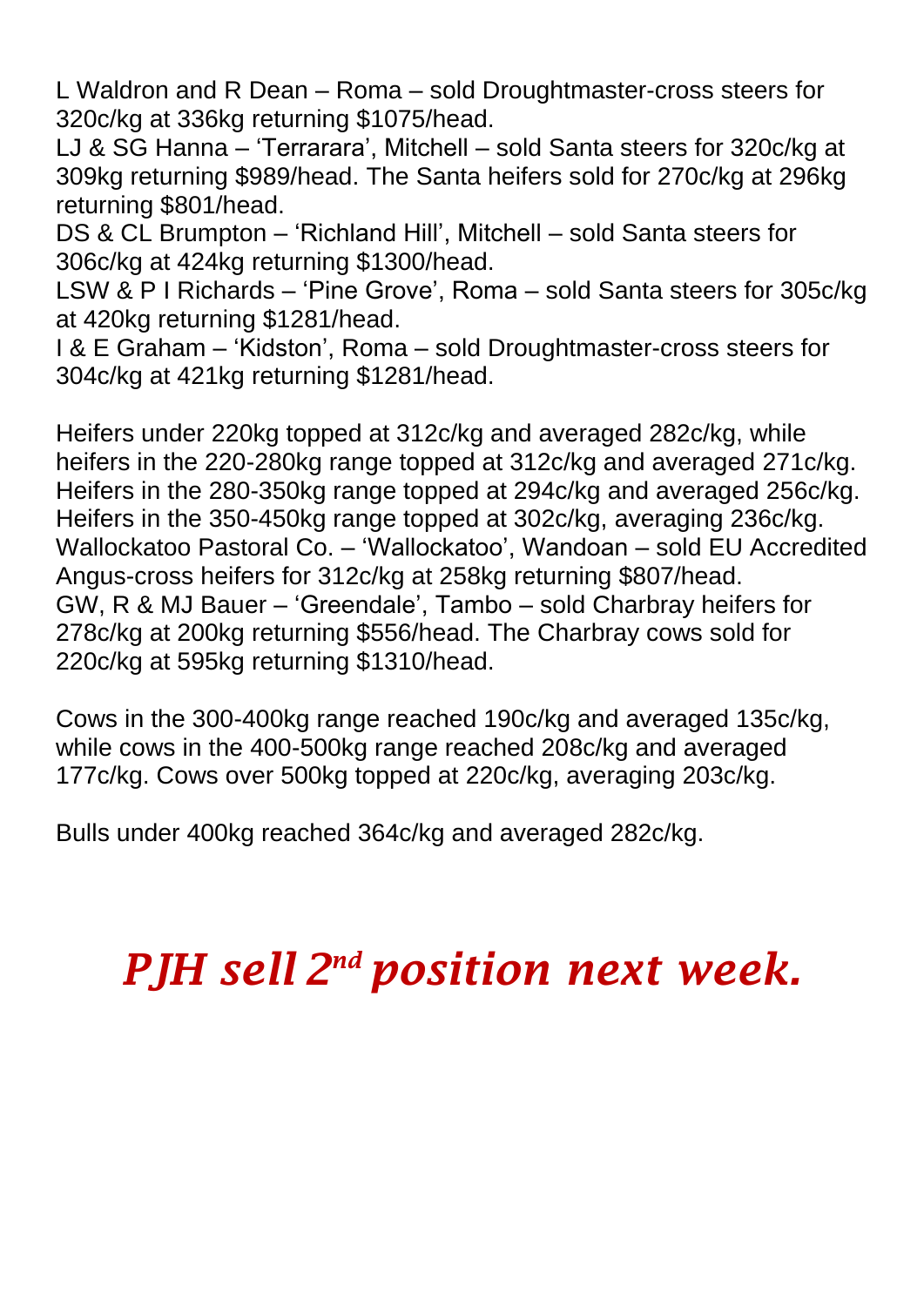L Waldron and R Dean – Roma – sold Droughtmaster-cross steers for 320c/kg at 336kg returning $1075/head.
LJ & SG Hanna – 'Terrarara', Mitchell – sold Santa steers for 320c/kg at 309kg returning $989/head. The Santa heifers sold for 270c/kg at 296kg returning $801/head.
DS & CL Brumpton – 'Richland Hill', Mitchell – sold Santa steers for 306c/kg at 424kg returning $1300/head.
LSW & P I Richards – 'Pine Grove', Roma – sold Santa steers for 305c/kg at 420kg returning $1281/head.
I & E Graham – 'Kidston', Roma – sold Droughtmaster-cross steers for 304c/kg at 421kg returning $1281/head.

Heifers under 220kg topped at 312c/kg and averaged 282c/kg, while heifers in the 220-280kg range topped at 312c/kg and averaged 271c/kg. Heifers in the 280-350kg range topped at 294c/kg and averaged 256c/kg. Heifers in the 350-450kg range topped at 302c/kg, averaging 236c/kg.
Wallockatoo Pastoral Co. – 'Wallockatoo', Wandoan – sold EU Accredited Angus-cross heifers for 312c/kg at 258kg returning $807/head.
GW, R & MJ Bauer – 'Greendale', Tambo – sold Charbray heifers for 278c/kg at 200kg returning $556/head. The Charbray cows sold for 220c/kg at 595kg returning $1310/head.

Cows in the 300-400kg range reached 190c/kg and averaged 135c/kg, while cows in the 400-500kg range reached 208c/kg and averaged 177c/kg. Cows over 500kg topped at 220c/kg, averaging 203c/kg.

Bulls under 400kg reached 364c/kg and averaged 282c/kg.

***PJH sell 2nd position next week.***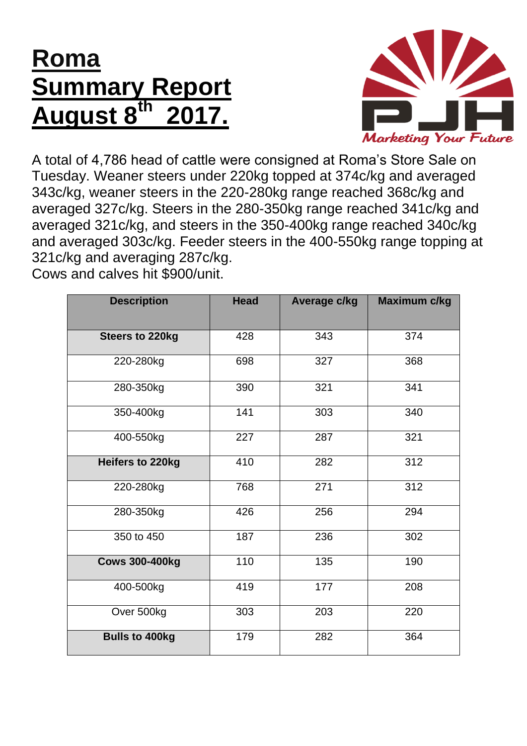# Roma Summary Report August 8th 2017.

PJH

*Marketing Your Future*

A total of 4,786 head of cattle were consigned at Roma's Store Sale on Tuesday. Weaner steers under 220kg topped at 374c/kg and averaged 343c/kg, weaner steers in the 220-280kg range reached 368c/kg and averaged 327c/kg. Steers in the 280-350kg range reached 341c/kg and averaged 321c/kg, and steers in the 350-400kg range reached 340c/kg and averaged 303c/kg. Feeder steers in the 400-550kg range topping at 321c/kg and averaging 287c/kg.
Cows and calves hit $900/unit.

| Description | Head | Average c/kg | Maximum c/kg |
|---|---|---|---|
| **Steers to 220kg** | 428 | 343 | 374 |
| 220-280kg | 698 | 327 | 368 |
| 280-350kg | 390 | 321 | 341 |
| 350-400kg | 141 | 303 | 340 |
| 400-550kg | 227 | 287 | 321 |
| **Heifers to 220kg** | 410 | 282 | 312 |
| 220-280kg | 768 | 271 | 312 |
| 280-350kg | 426 | 256 | 294 |
| 350 to 450 | 187 | 236 | 302 |
| **Cows 300-400kg** | 110 | 135 | 190 |
| 400-500kg | 419 | 177 | 208 |
| Over 500kg | 303 | 203 | 220 |
| **Bulls to 400kg** | 179 | 282 | 364 |